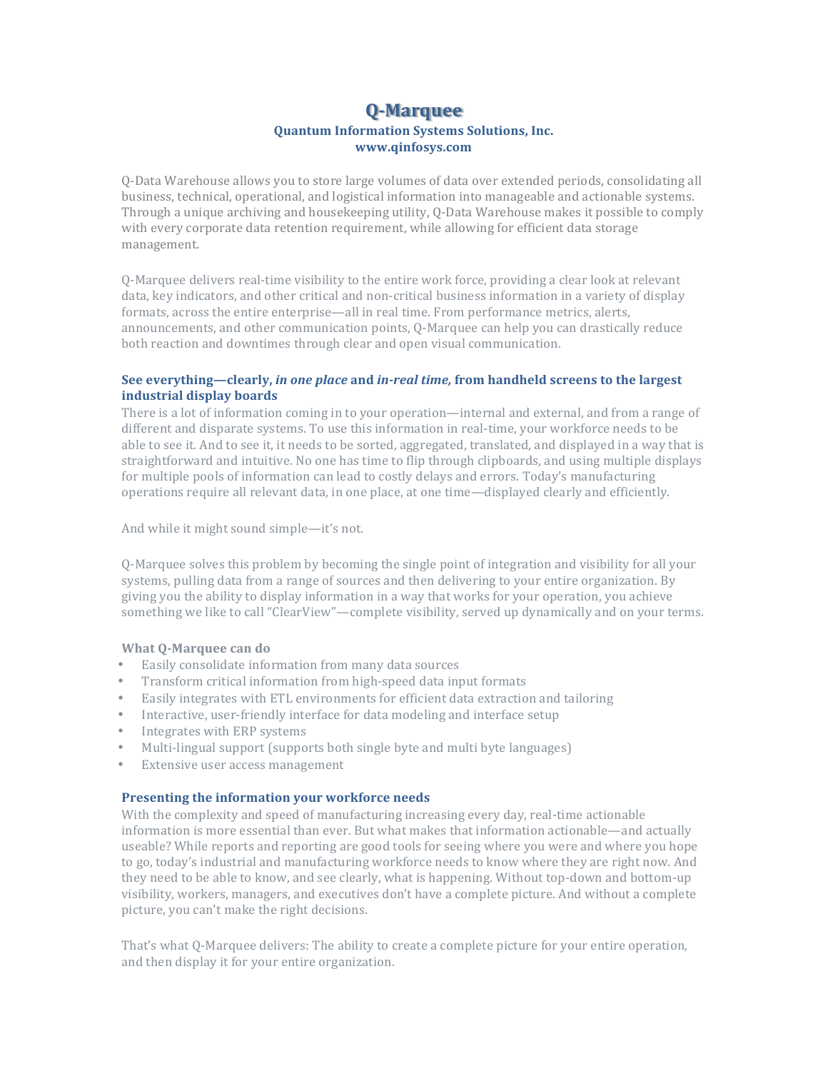# Q-Marquee

**Quantum Information Systems Solutions, Inc.**
**www.qinfosys.com**

Q-Data Warehouse allows you to store large volumes of data over extended periods, consolidating all business, technical, operational, and logistical information into manageable and actionable systems. Through a unique archiving and housekeeping utility, Q-Data Warehouse makes it possible to comply with every corporate data retention requirement, while allowing for efficient data storage management.

Q-Marquee delivers real-time visibility to the entire work force, providing a clear look at relevant data, key indicators, and other critical and non-critical business information in a variety of display formats, across the entire enterprise—all in real time. From performance metrics, alerts, announcements, and other communication points, Q-Marquee can help you can drastically reduce both reaction and downtimes through clear and open visual communication.

### See everything—clearly, *in one place* and *in-real time,* from handheld screens to the largest industrial display boards

There is a lot of information coming in to your operation—internal and external, and from a range of different and disparate systems. To use this information in real-time, your workforce needs to be able to see it. And to see it, it needs to be sorted, aggregated, translated, and displayed in a way that is straightforward and intuitive. No one has time to flip through clipboards, and using multiple displays for multiple pools of information can lead to costly delays and errors. Today's manufacturing operations require all relevant data, in one place, at one time—displayed clearly and efficiently.

And while it might sound simple—it's not.

Q-Marquee solves this problem by becoming the single point of integration and visibility for all your systems, pulling data from a range of sources and then delivering to your entire organization. By giving you the ability to display information in a way that works for your operation, you achieve something we like to call "ClearView"—complete visibility, served up dynamically and on your terms.

**What Q-Marquee can do**

- Easily consolidate information from many data sources
- Transform critical information from high-speed data input formats
- Easily integrates with ETL environments for efficient data extraction and tailoring
- Interactive, user-friendly interface for data modeling and interface setup
- Integrates with ERP systems
- Multi-lingual support (supports both single byte and multi byte languages)
- Extensive user access management

### Presenting the information your workforce needs

With the complexity and speed of manufacturing increasing every day, real-time actionable information is more essential than ever. But what makes that information actionable—and actually useable? While reports and reporting are good tools for seeing where you were and where you hope to go, today's industrial and manufacturing workforce needs to know where they are right now. And they need to be able to know, and see clearly, what is happening. Without top-down and bottom-up visibility, workers, managers, and executives don't have a complete picture. And without a complete picture, you can't make the right decisions.

That's what Q-Marquee delivers: The ability to create a complete picture for your entire operation, and then display it for your entire organization.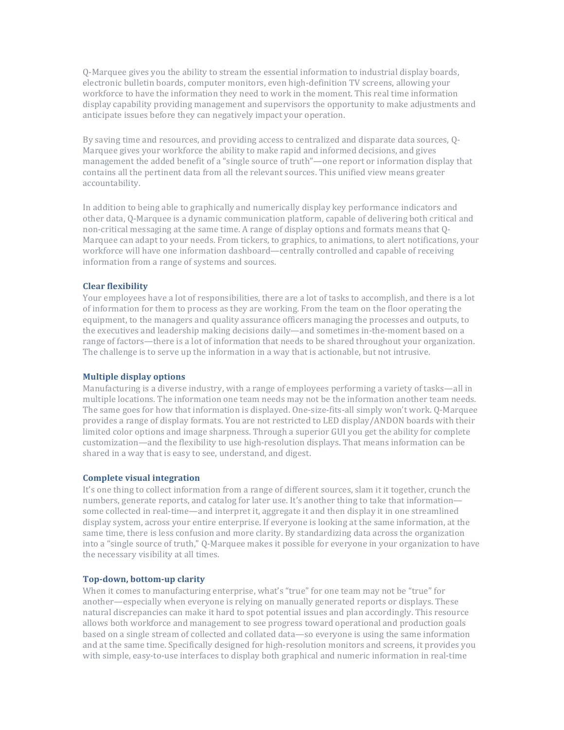Q-Marquee gives you the ability to stream the essential information to industrial display boards, electronic bulletin boards, computer monitors, even high-definition TV screens, allowing your workforce to have the information they need to work in the moment. This real time information display capability providing management and supervisors the opportunity to make adjustments and anticipate issues before they can negatively impact your operation.

By saving time and resources, and providing access to centralized and disparate data sources, Q-Marquee gives your workforce the ability to make rapid and informed decisions, and gives management the added benefit of a "single source of truth"—one report or information display that contains all the pertinent data from all the relevant sources. This unified view means greater accountability.

In addition to being able to graphically and numerically display key performance indicators and other data, Q-Marquee is a dynamic communication platform, capable of delivering both critical and non-critical messaging at the same time. A range of display options and formats means that Q-Marquee can adapt to your needs. From tickers, to graphics, to animations, to alert notifications, your workforce will have one information dashboard—centrally controlled and capable of receiving information from a range of systems and sources.

### Clear flexibility

Your employees have a lot of responsibilities, there are a lot of tasks to accomplish, and there is a lot of information for them to process as they are working. From the team on the floor operating the equipment, to the managers and quality assurance officers managing the processes and outputs, to the executives and leadership making decisions daily—and sometimes in-the-moment based on a range of factors—there is a lot of information that needs to be shared throughout your organization. The challenge is to serve up the information in a way that is actionable, but not intrusive.

### Multiple display options

Manufacturing is a diverse industry, with a range of employees performing a variety of tasks—all in multiple locations. The information one team needs may not be the information another team needs. The same goes for how that information is displayed. One-size-fits-all simply won't work. Q-Marquee provides a range of display formats. You are not restricted to LED display/ANDON boards with their limited color options and image sharpness. Through a superior GUI you get the ability for complete customization—and the flexibility to use high-resolution displays. That means information can be shared in a way that is easy to see, understand, and digest.

### Complete visual integration

It's one thing to collect information from a range of different sources, slam it it together, crunch the numbers, generate reports, and catalog for later use. It's another thing to take that information—some collected in real-time—and interpret it, aggregate it and then display it in one streamlined display system, across your entire enterprise. If everyone is looking at the same information, at the same time, there is less confusion and more clarity. By standardizing data across the organization into a "single source of truth," Q-Marquee makes it possible for everyone in your organization to have the necessary visibility at all times.

### Top-down, bottom-up clarity

When it comes to manufacturing enterprise, what's "true" for one team may not be "true" for another—especially when everyone is relying on manually generated reports or displays. These natural discrepancies can make it hard to spot potential issues and plan accordingly. This resource allows both workforce and management to see progress toward operational and production goals based on a single stream of collected and collated data—so everyone is using the same information and at the same time. Specifically designed for high-resolution monitors and screens, it provides you with simple, easy-to-use interfaces to display both graphical and numeric information in real-time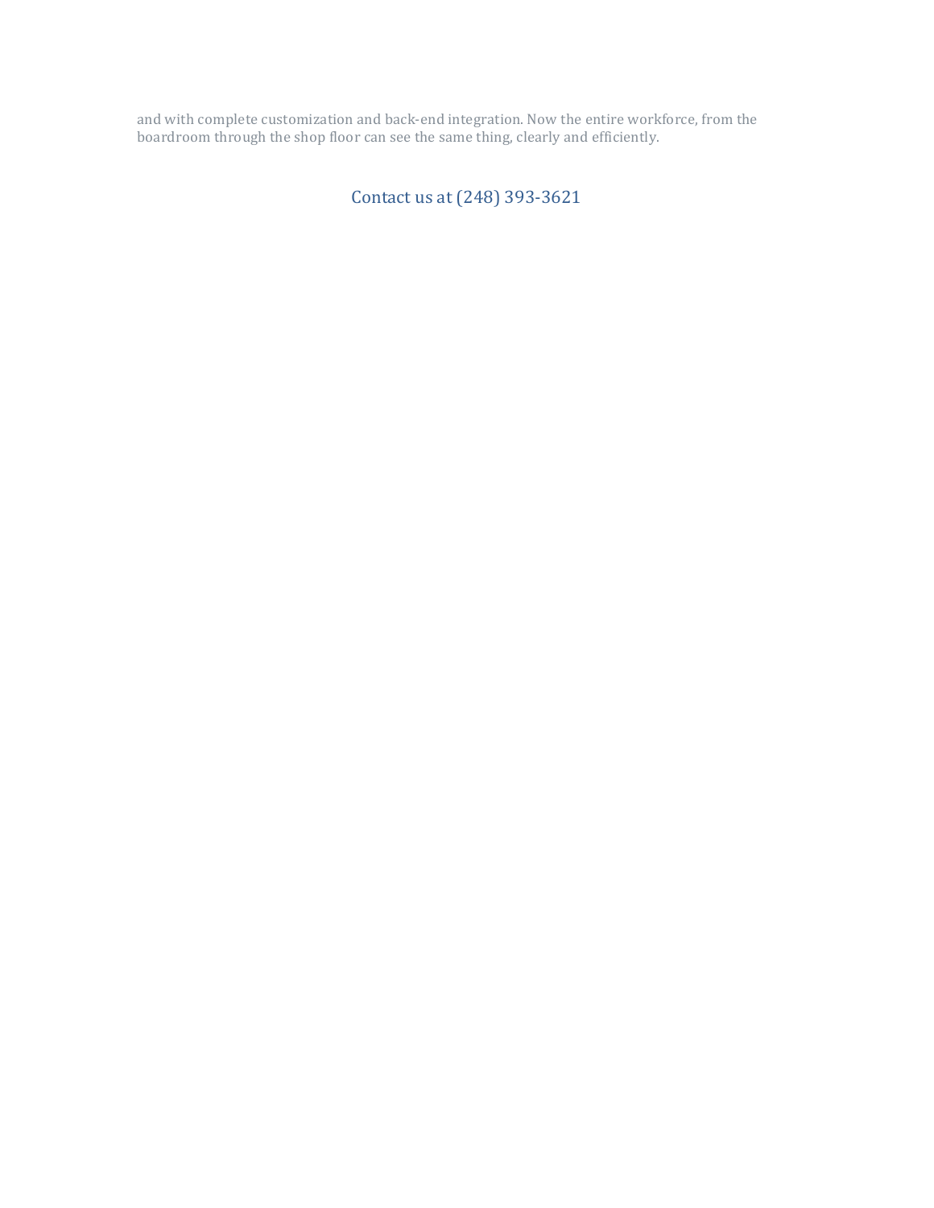and with complete customization and back-end integration. Now the entire workforce, from the boardroom through the shop floor can see the same thing, clearly and efficiently.

Contact us at (248) 393-3621